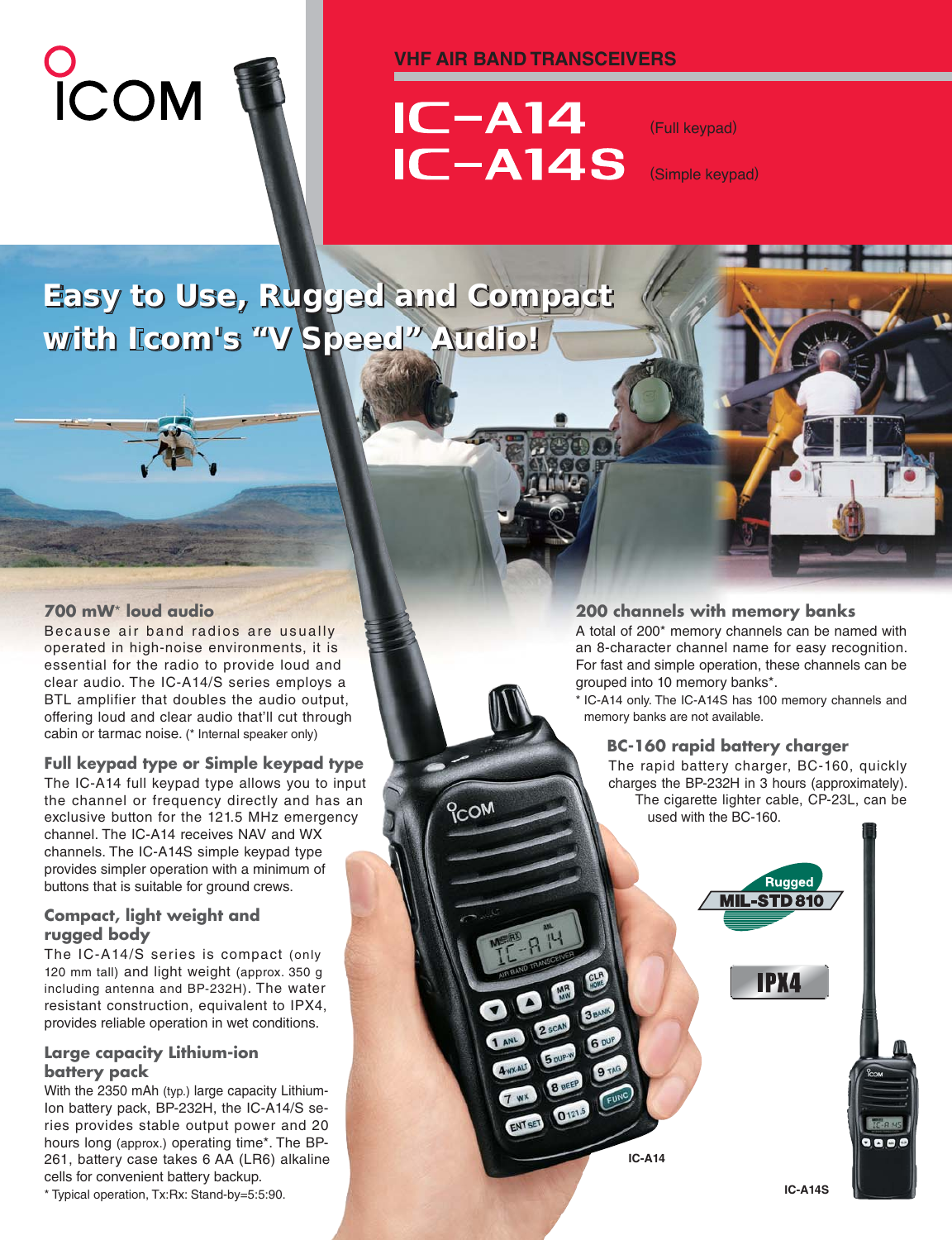ICOM

VHF AIR BAND TRANSCEIVERS

# IC-A14 (Full keypad)
# IC-A14S (Simple keypad)

## Easy to Use, Rugged and Compact with Icom's "V Speed" Audio!

### 700 mW* loud audio

Because air band radios are usually operated in high-noise environments, it is essential for the radio to provide loud and clear audio. The IC-A14/S series employs a BTL amplifier that doubles the audio output, offering loud and clear audio that'll cut through cabin or tarmac noise. (* Internal speaker only)

### Full keypad type or Simple keypad type

The IC-A14 full keypad type allows you to input the channel or frequency directly and has an exclusive button for the 121.5 MHz emergency channel. The IC-A14 receives NAV and WX channels. The IC-A14S simple keypad type provides simpler operation with a minimum of buttons that is suitable for ground crews.

### Compact, light weight and rugged body

The IC-A14/S series is compact (only 120 mm tall) and light weight (approx. 350 g including antenna and BP-232H). The water resistant construction, equivalent to IPX4, provides reliable operation in wet conditions.

### Large capacity Lithium-ion battery pack

With the 2350 mAh (typ.) large capacity Lithium-Ion battery pack, BP-232H, the IC-A14/S series provides stable output power and 20 hours long (approx.) operating time*. The BP-261, battery case takes 6 AA (LR6) alkaline cells for convenient battery backup.

* Typical operation, Tx:Rx: Stand-by=5:5:90.

### 200 channels with memory banks

A total of 200* memory channels can be named with an 8-character channel name for easy recognition. For fast and simple operation, these channels can be grouped into 10 memory banks*.

* IC-A14 only. The IC-A14S has 100 memory channels and memory banks are not available.

### BC-160 rapid battery charger

The rapid battery charger, BC-160, quickly charges the BP-232H in 3 hours (approximately). The cigarette lighter cable, CP-23L, can be used with the BC-160.

Rugged MIL-STD 810

IPX4

IC-A14

IC-A14S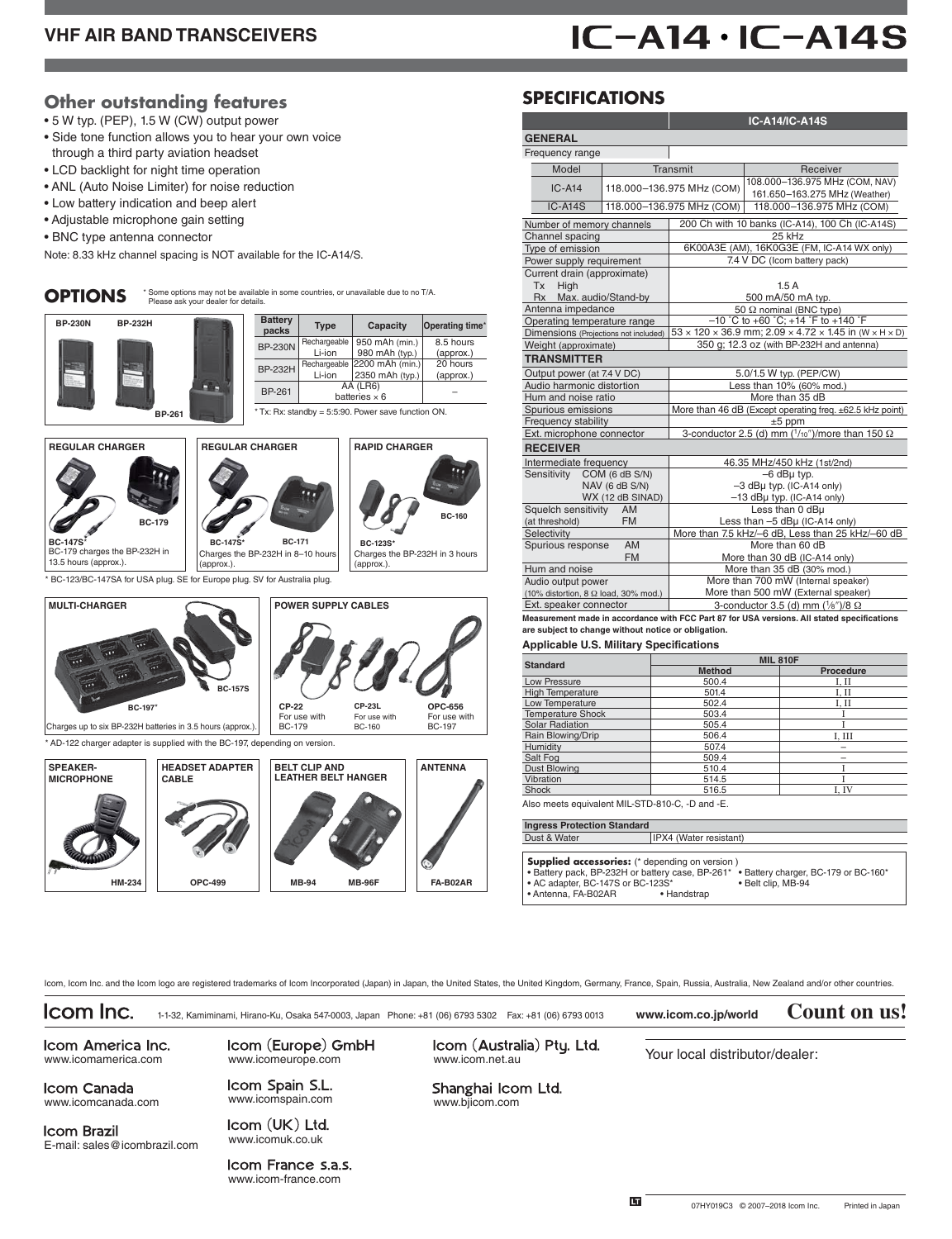## VHF AIR BAND TRANSCEIVERS

# IC-A14 · IC-A14S

## Other outstanding features

- 5 W typ. (PEP), 1.5 W (CW) output power
- Side tone function allows you to hear your own voice through a third party aviation headset
- LCD backlight for night time operation
- ANL (Auto Noise Limiter) for noise reduction
- Low battery indication and beep alert
- Adjustable microphone gain setting
- BNC type antenna connector

Note: 8.33 kHz channel spacing is NOT available for the IC-A14/S.

## OPTIONS

\* Some options may not be available in some countries, or unavailable due to no T/A. Please ask your dealer for details.

BP-230N BP-232H BP-261

| Battery packs | Type | Capacity | Operating time* |
|---|---|---|---|
| BP-230N | Rechargeable Li-ion | 950 mAh (min.) 980 mAh (typ.) | 8.5 hours (approx.) |
| BP-232H | Rechargeable Li-ion | 2200 mAh (min.) 2350 mAh (typ.) | 20 hours (approx.) |
| BP-261 | AA (LR6) batteries × 6 | | – |

\* Tx: Rx: standby = 5:5:90. Power save function ON.

**REGULAR CHARGER**
BC-147S* BC-179
BC-179 charges the BP-232H in 13.5 hours (approx.).

**REGULAR CHARGER**
BC-147S* BC-171
Charges the BP-232H in 8–10 hours (approx.).

**RAPID CHARGER**
BC-123S* BC-160
Charges the BP-232H in 3 hours (approx.).

\* BC-123/BC-147SA for USA plug. SE for Europe plug. SV for Australia plug.

**MULTI-CHARGER**
BC-197* BC-157S
Charges up to six BP-232H batteries in 3.5 hours (approx.).

**POWER SUPPLY CABLES**
CP-22 For use with BC-179
CP-23L For use with BC-160
OPC-656 For use with BC-197

\* AD-122 charger adapter is supplied with the BC-197, depending on version.

**SPEAKER-MICROPHONE**
HM-234

**HEADSET ADAPTER CABLE**
OPC-499

**BELT CLIP AND LEATHER BELT HANGER**
MB-94 MB-96F

**ANTENNA**
FA-B02AR

## SPECIFICATIONS

| | IC-A14/IC-A14S | |
|---|---|---|
| **GENERAL** | | |
| Frequency range | | |
| Model | Transmit | Receiver |
| IC-A14 | 118.000–136.975 MHz (COM) | 108.000–136.975 MHz (COM, NAV) 161.650–163.275 MHz (Weather) |
| IC-A14S | 118.000–136.975 MHz (COM) | 118.000–136.975 MHz (COM) |

| | IC-A14/IC-A14S |
|---|---|
| Number of memory channels | 200 Ch with 10 banks (IC-A14), 100 Ch (IC-A14S) |
| Channel spacing | 25 kHz |
| Type of emission | 6K00A3E (AM), 16K0G3E (FM, IC-A14 WX only) |
| Power supply requirement | 7.4 V DC (Icom battery pack) |
| Current drain (approximate) Tx High | 1.5 A |
| Rx Max. audio/Stand-by | 500 mA/50 mA typ. |
| Antenna impedance | 50 Ω nominal (BNC type) |
| Operating temperature range | –10 °C to +60 °C; +14 °F to +140 °F |
| Dimensions (Projections not included) | 53 × 120 × 36.9 mm; 2.09 × 4.72 × 1.45 in (W × H × D) |
| Weight (approximate) | 350 g; 12.3 oz (with BP-232H and antenna) |
| **TRANSMITTER** | |
| Output power (at 7.4 V DC) | 5.0/1.5 W typ. (PEP/CW) |
| Audio harmonic distortion | Less than 10% (60% mod.) |
| Hum and noise ratio | More than 35 dB |
| Spurious emissions | More than 46 dB (Except operating freq. ±62.5 kHz point) |
| Frequency stability | ±5 ppm |
| Ext. microphone connector | 3-conductor 2.5 (d) mm (1/10")/more than 150 Ω |
| **RECEIVER** | |
| Intermediate frequency | 46.35 MHz/450 kHz (1st/2nd) |
| Sensitivity COM (6 dB S/N) | –6 dBμ typ. |
| NAV (6 dB S/N) | –3 dBμ typ. (IC-A14 only) |
| WX (12 dB SINAD) | –13 dBμ typ. (IC-A14 only) |
| Squelch sensitivity (at threshold) AM | Less than 0 dBμ |
| FM | Less than –5 dBμ (IC-A14 only) |
| Selectivity | More than 7.5 kHz/–6 dB, Less than 25 kHz/–60 dB |
| Spurious response AM | More than 60 dB |
| FM | More than 30 dB (IC-A14 only) |
| Hum and noise | More than 35 dB (30% mod.) |
| Audio output power (10% distortion, 8 Ω load, 30% mod.) | More than 700 mW (Internal speaker) More than 500 mW (External speaker) |
| Ext. speaker connector | 3-conductor 3.5 (d) mm (1/8")/8 Ω |

**Measurement made in accordance with FCC Part 87 for USA versions. All stated specifications are subject to change without notice or obligation.**

**Applicable U.S. Military Specifications**

| Standard | MIL 810F | |
|---|---|---|
| | Method | Procedure |
| Low Pressure | 500.4 | I, II |
| High Temperature | 501.4 | I, II |
| Low Temperature | 502.4 | I, II |
| Temperature Shock | 503.4 | I |
| Solar Radiation | 505.4 | I |
| Rain Blowing/Drip | 506.4 | I, III |
| Humidity | 507.4 | – |
| Salt Fog | 509.4 | – |
| Dust Blowing | 510.4 | I |
| Vibration | 514.5 | I |
| Shock | 516.5 | I, IV |

Also meets equivalent MIL-STD-810-C, -D and -E.

| Ingress Protection Standard | |
|---|---|
| Dust & Water | IPX4 (Water resistant) |

**Supplied accessories:** (* depending on version )
- Battery pack, BP-232H or battery case, BP-261*
- Battery charger, BC-179 or BC-160*
- AC adapter, BC-147S or BC-123S*
- Belt clip, MB-94
- Antenna, FA-B02AR
- Handstrap

Icom, Icom Inc. and the Icom logo are registered trademarks of Icom Incorporated (Japan) in Japan, the United States, the United Kingdom, Germany, France, Spain, Russia, Australia, New Zealand and/or other countries.

**Icom Inc.** 1-1-32, Kamiminami, Hirano-Ku, Osaka 547-0003, Japan Phone: +81 (06) 6793 5302 Fax: +81 (06) 6793 0013 **www.icom.co.jp/world** **Count on us!**

Icom America Inc.
www.icomamerica.com

Icom Canada
www.icomcanada.com

Icom Brazil
E-mail: sales@icombrazil.com

Icom (Europe) GmbH
www.icomeurope.com

Icom Spain S.L.
www.icomspain.com

Icom (UK) Ltd.
www.icomuk.co.uk

Icom France s.a.s.
www.icom-france.com

Icom (Australia) Pty. Ltd.
www.icom.net.au

Shanghai Icom Ltd.
www.bjicom.com

Your local distributor/dealer:

07HY019C3 © 2007–2018 Icom Inc. Printed in Japan